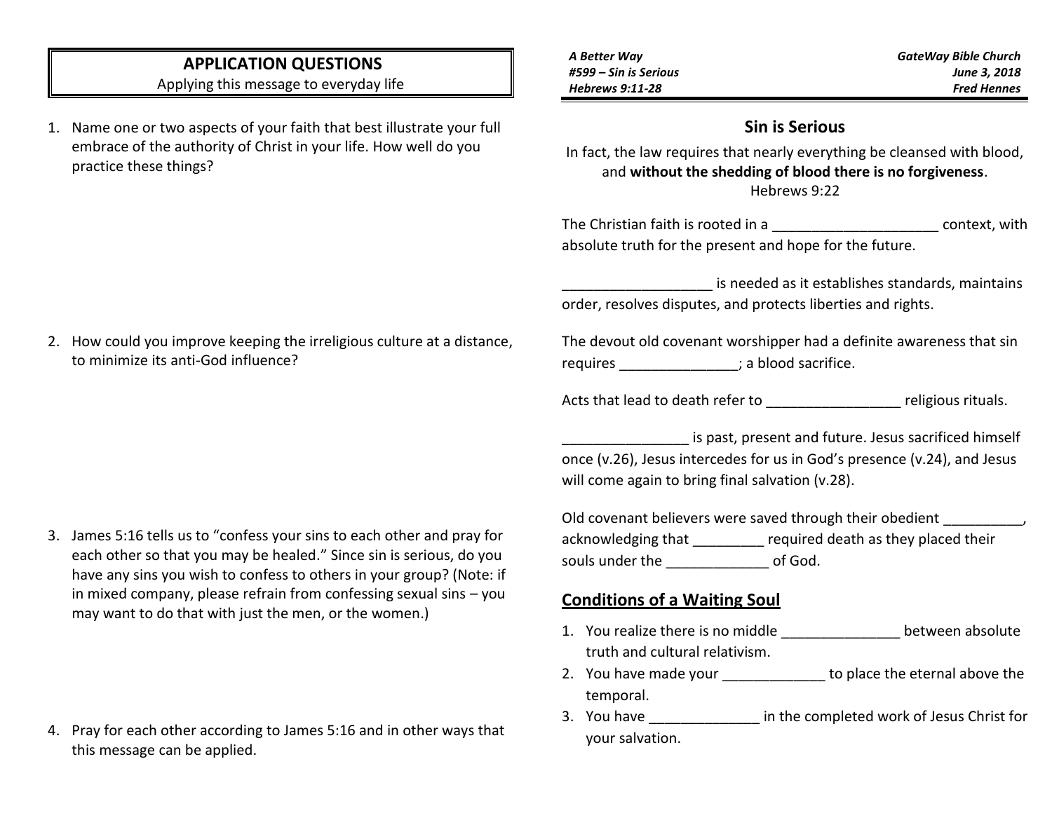## APPLICATION QUESTIONS

Applying this message to everyday life

1. Name one or two aspects of your faith that best illustrate your full embrace of the authority of Christ in your life. How well do you practice these things?

2. How could you improve keeping the irreligious culture at a distance, to minimize its anti-God influence?

3. James 5:16 tells us to "confess your sins to each other and pray for each other so that you may be healed." Since sin is serious, do you have any sins you wish to confess to others in your group? (Note: if in mixed company, please refrain from confessing sexual sins – you may want to do that with just the men, or the women.)

4. Pray for each other according to James 5:16 and in other ways that this message can be applied.

*A Better Way*
*#599 – Sin is Serious*
*Hebrews 9:11-28*

*GateWay Bible Church*
*June 3, 2018*
*Fred Hennes*

## Sin is Serious

In fact, the law requires that nearly everything be cleansed with blood, and **without the shedding of blood there is no forgiveness**.
Hebrews 9:22

The Christian faith is rooted in a _____________________ context, with absolute truth for the present and hope for the future.

___________________ is needed as it establishes standards, maintains order, resolves disputes, and protects liberties and rights.

The devout old covenant worshipper had a definite awareness that sin requires _______________; a blood sacrifice.

Acts that lead to death refer to _________________ religious rituals.

________________ is past, present and future. Jesus sacrificed himself once (v.26), Jesus intercedes for us in God's presence (v.24), and Jesus will come again to bring final salvation (v.28).

Old covenant believers were saved through their obedient __________, acknowledging that _________ required death as they placed their souls under the _____________ of God.

### Conditions of a Waiting Soul

1. You realize there is no middle _______________ between absolute truth and cultural relativism.
2. You have made your _____________ to place the eternal above the temporal.
3. You have ______________ in the completed work of Jesus Christ for your salvation.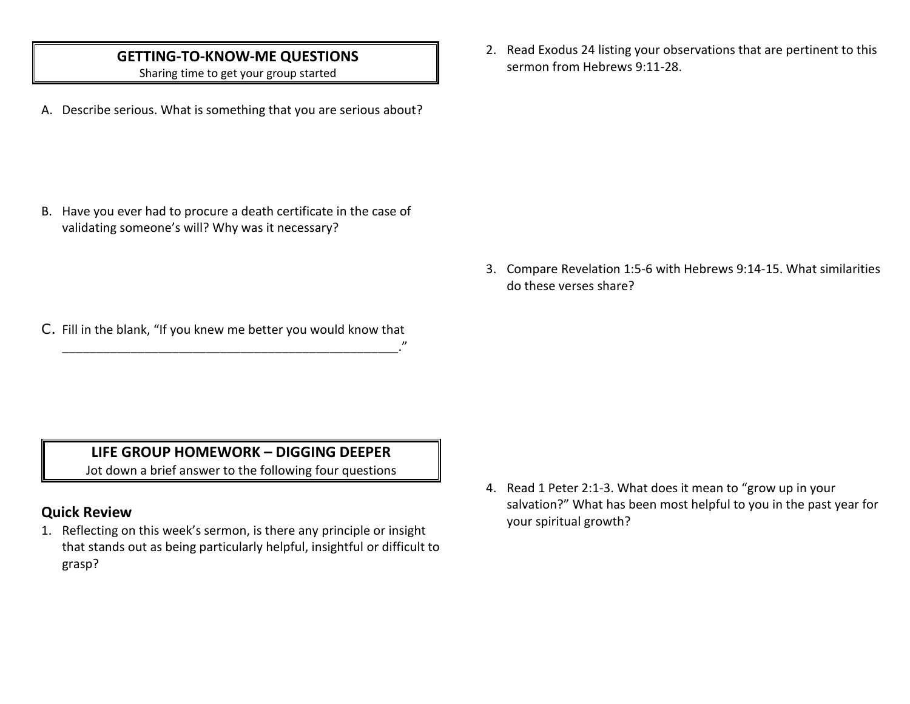## GETTING-TO-KNOW-ME QUESTIONS

Sharing time to get your group started

A. Describe serious. What is something that you are serious about?

B. Have you ever had to procure a death certificate in the case of validating someone's will? Why was it necessary?

C. Fill in the blank, "If you knew me better you would know that _______________________________________________."

## LIFE GROUP HOMEWORK – DIGGING DEEPER

Jot down a brief answer to the following four questions

### Quick Review

1. Reflecting on this week's sermon, is there any principle or insight that stands out as being particularly helpful, insightful or difficult to grasp?

2. Read Exodus 24 listing your observations that are pertinent to this sermon from Hebrews 9:11-28.

3. Compare Revelation 1:5-6 with Hebrews 9:14-15. What similarities do these verses share?

4. Read 1 Peter 2:1-3. What does it mean to "grow up in your salvation?" What has been most helpful to you in the past year for your spiritual growth?